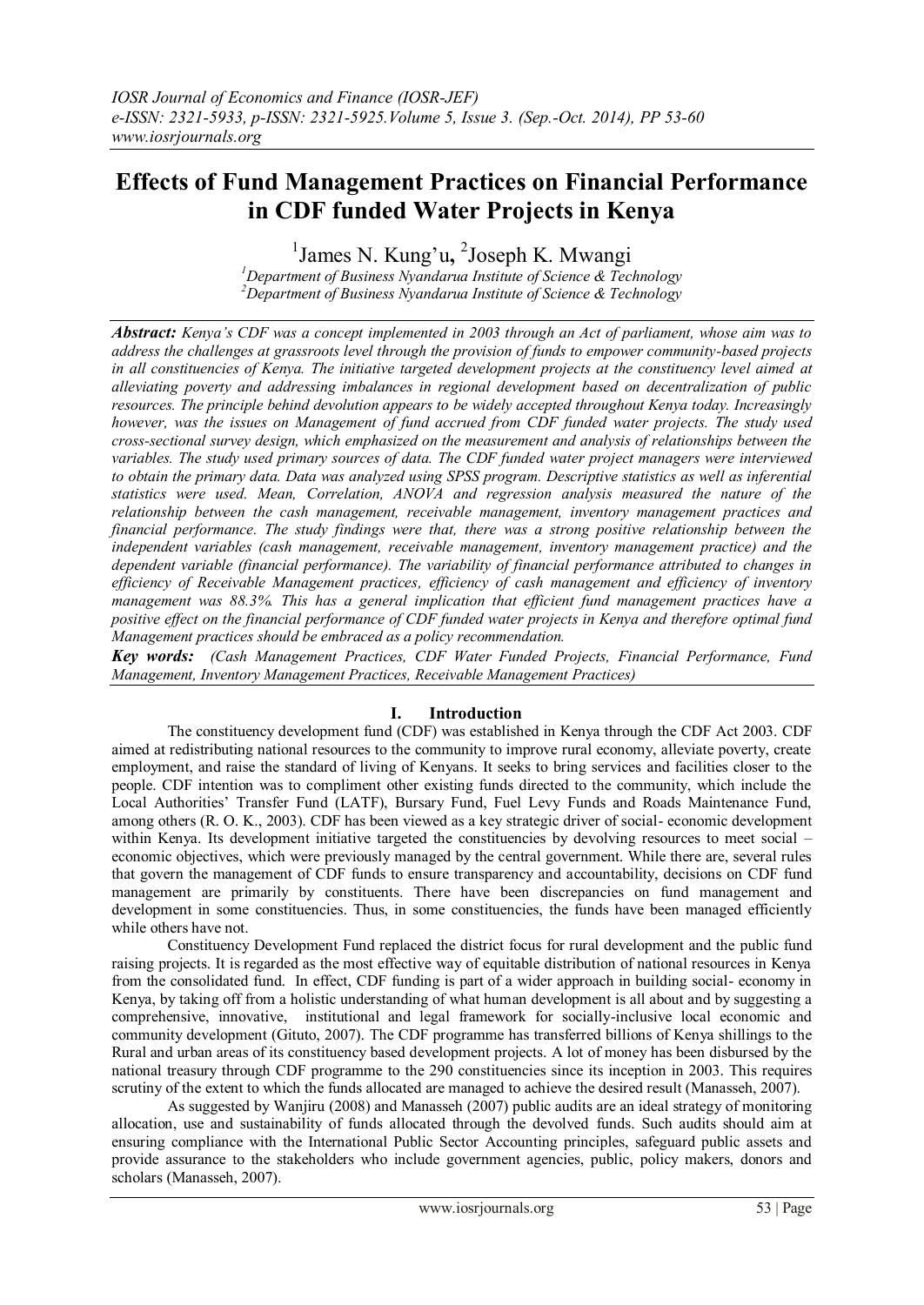# Effects of Fund Management Practices on Financial Performance in CDF funded Water Projects in Kenya

[1]James N. Kung'u, [2]Joseph K. Mwangi

[1]*Department of Business Nyandarua Institute of Science & Technology*
[2]*Department of Business Nyandarua Institute of Science & Technology*

***Abstract:*** *Kenya's CDF was a concept implemented in 2003 through an Act of parliament, whose aim was to address the challenges at grassroots level through the provision of funds to empower community-based projects in all constituencies of Kenya. The initiative targeted development projects at the constituency level aimed at alleviating poverty and addressing imbalances in regional development based on decentralization of public resources. The principle behind devolution appears to be widely accepted throughout Kenya today. Increasingly however, was the issues on Management of fund accrued from CDF funded water projects. The study used cross-sectional survey design, which emphasized on the measurement and analysis of relationships between the variables. The study used primary sources of data. The CDF funded water project managers were interviewed to obtain the primary data. Data was analyzed using SPSS program. Descriptive statistics as well as inferential statistics were used. Mean, Correlation, ANOVA and regression analysis measured the nature of the relationship between the cash management, receivable management, inventory management practices and financial performance. The study findings were that, there was a strong positive relationship between the independent variables (cash management, receivable management, inventory management practice) and the dependent variable (financial performance). The variability of financial performance attributed to changes in efficiency of Receivable Management practices, efficiency of cash management and efficiency of inventory management was 88.3%. This has a general implication that efficient fund management practices have a positive effect on the financial performance of CDF funded water projects in Kenya and therefore optimal fund Management practices should be embraced as a policy recommendation.*

***Key words:*** *(Cash Management Practices, CDF Water Funded Projects, Financial Performance, Fund Management, Inventory Management Practices, Receivable Management Practices)*

## I. Introduction

The constituency development fund (CDF) was established in Kenya through the CDF Act 2003. CDF aimed at redistributing national resources to the community to improve rural economy, alleviate poverty, create employment, and raise the standard of living of Kenyans. It seeks to bring services and facilities closer to the people. CDF intention was to compliment other existing funds directed to the community, which include the Local Authorities' Transfer Fund (LATF), Bursary Fund, Fuel Levy Funds and Roads Maintenance Fund, among others (R. O. K., 2003). CDF has been viewed as a key strategic driver of social- economic development within Kenya. Its development initiative targeted the constituencies by devolving resources to meet social – economic objectives, which were previously managed by the central government. While there are, several rules that govern the management of CDF funds to ensure transparency and accountability, decisions on CDF fund management are primarily by constituents. There have been discrepancies on fund management and development in some constituencies. Thus, in some constituencies, the funds have been managed efficiently while others have not.

Constituency Development Fund replaced the district focus for rural development and the public fund raising projects. It is regarded as the most effective way of equitable distribution of national resources in Kenya from the consolidated fund. In effect, CDF funding is part of a wider approach in building social- economy in Kenya, by taking off from a holistic understanding of what human development is all about and by suggesting a comprehensive, innovative, institutional and legal framework for socially-inclusive local economic and community development (Gituto, 2007). The CDF programme has transferred billions of Kenya shillings to the Rural and urban areas of its constituency based development projects. A lot of money has been disbursed by the national treasury through CDF programme to the 290 constituencies since its inception in 2003. This requires scrutiny of the extent to which the funds allocated are managed to achieve the desired result (Manasseh, 2007).

As suggested by Wanjiru (2008) and Manasseh (2007) public audits are an ideal strategy of monitoring allocation, use and sustainability of funds allocated through the devolved funds. Such audits should aim at ensuring compliance with the International Public Sector Accounting principles, safeguard public assets and provide assurance to the stakeholders who include government agencies, public, policy makers, donors and scholars (Manasseh, 2007).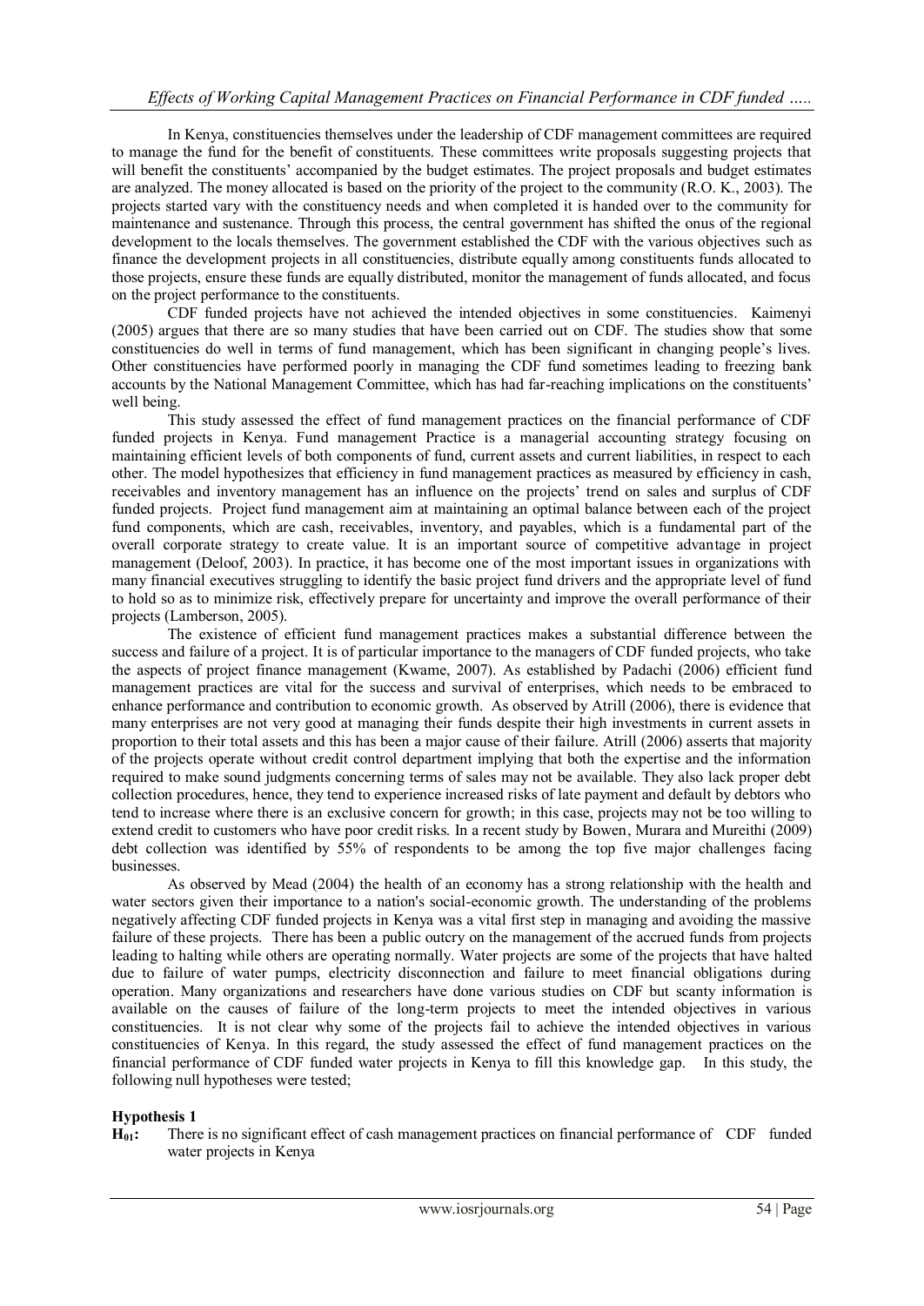In Kenya, constituencies themselves under the leadership of CDF management committees are required to manage the fund for the benefit of constituents. These committees write proposals suggesting projects that will benefit the constituents' accompanied by the budget estimates. The project proposals and budget estimates are analyzed. The money allocated is based on the priority of the project to the community (R.O. K., 2003). The projects started vary with the constituency needs and when completed it is handed over to the community for maintenance and sustenance. Through this process, the central government has shifted the onus of the regional development to the locals themselves. The government established the CDF with the various objectives such as finance the development projects in all constituencies, distribute equally among constituents funds allocated to those projects, ensure these funds are equally distributed, monitor the management of funds allocated, and focus on the project performance to the constituents.

CDF funded projects have not achieved the intended objectives in some constituencies. Kaimenyi (2005) argues that there are so many studies that have been carried out on CDF. The studies show that some constituencies do well in terms of fund management, which has been significant in changing people's lives. Other constituencies have performed poorly in managing the CDF fund sometimes leading to freezing bank accounts by the National Management Committee, which has had far-reaching implications on the constituents' well being.

This study assessed the effect of fund management practices on the financial performance of CDF funded projects in Kenya. Fund management Practice is a managerial accounting strategy focusing on maintaining efficient levels of both components of fund, current assets and current liabilities, in respect to each other. The model hypothesizes that efficiency in fund management practices as measured by efficiency in cash, receivables and inventory management has an influence on the projects' trend on sales and surplus of CDF funded projects. Project fund management aim at maintaining an optimal balance between each of the project fund components, which are cash, receivables, inventory, and payables, which is a fundamental part of the overall corporate strategy to create value. It is an important source of competitive advantage in project management (Deloof, 2003). In practice, it has become one of the most important issues in organizations with many financial executives struggling to identify the basic project fund drivers and the appropriate level of fund to hold so as to minimize risk, effectively prepare for uncertainty and improve the overall performance of their projects (Lamberson, 2005).

The existence of efficient fund management practices makes a substantial difference between the success and failure of a project. It is of particular importance to the managers of CDF funded projects, who take the aspects of project finance management (Kwame, 2007). As established by Padachi (2006) efficient fund management practices are vital for the success and survival of enterprises, which needs to be embraced to enhance performance and contribution to economic growth. As observed by Atrill (2006), there is evidence that many enterprises are not very good at managing their funds despite their high investments in current assets in proportion to their total assets and this has been a major cause of their failure. Atrill (2006) asserts that majority of the projects operate without credit control department implying that both the expertise and the information required to make sound judgments concerning terms of sales may not be available. They also lack proper debt collection procedures, hence, they tend to experience increased risks of late payment and default by debtors who tend to increase where there is an exclusive concern for growth; in this case, projects may not be too willing to extend credit to customers who have poor credit risks. In a recent study by Bowen, Murara and Mureithi (2009) debt collection was identified by 55% of respondents to be among the top five major challenges facing businesses.

As observed by Mead (2004) the health of an economy has a strong relationship with the health and water sectors given their importance to a nation's social-economic growth. The understanding of the problems negatively affecting CDF funded projects in Kenya was a vital first step in managing and avoiding the massive failure of these projects. There has been a public outcry on the management of the accrued funds from projects leading to halting while others are operating normally. Water projects are some of the projects that have halted due to failure of water pumps, electricity disconnection and failure to meet financial obligations during operation. Many organizations and researchers have done various studies on CDF but scanty information is available on the causes of failure of the long-term projects to meet the intended objectives in various constituencies. It is not clear why some of the projects fail to achieve the intended objectives in various constituencies of Kenya. In this regard, the study assessed the effect of fund management practices on the financial performance of CDF funded water projects in Kenya to fill this knowledge gap. In this study, the following null hypotheses were tested;

**Hypothesis 1**

**$H_{01}$:** There is no significant effect of cash management practices on financial performance of CDF funded water projects in Kenya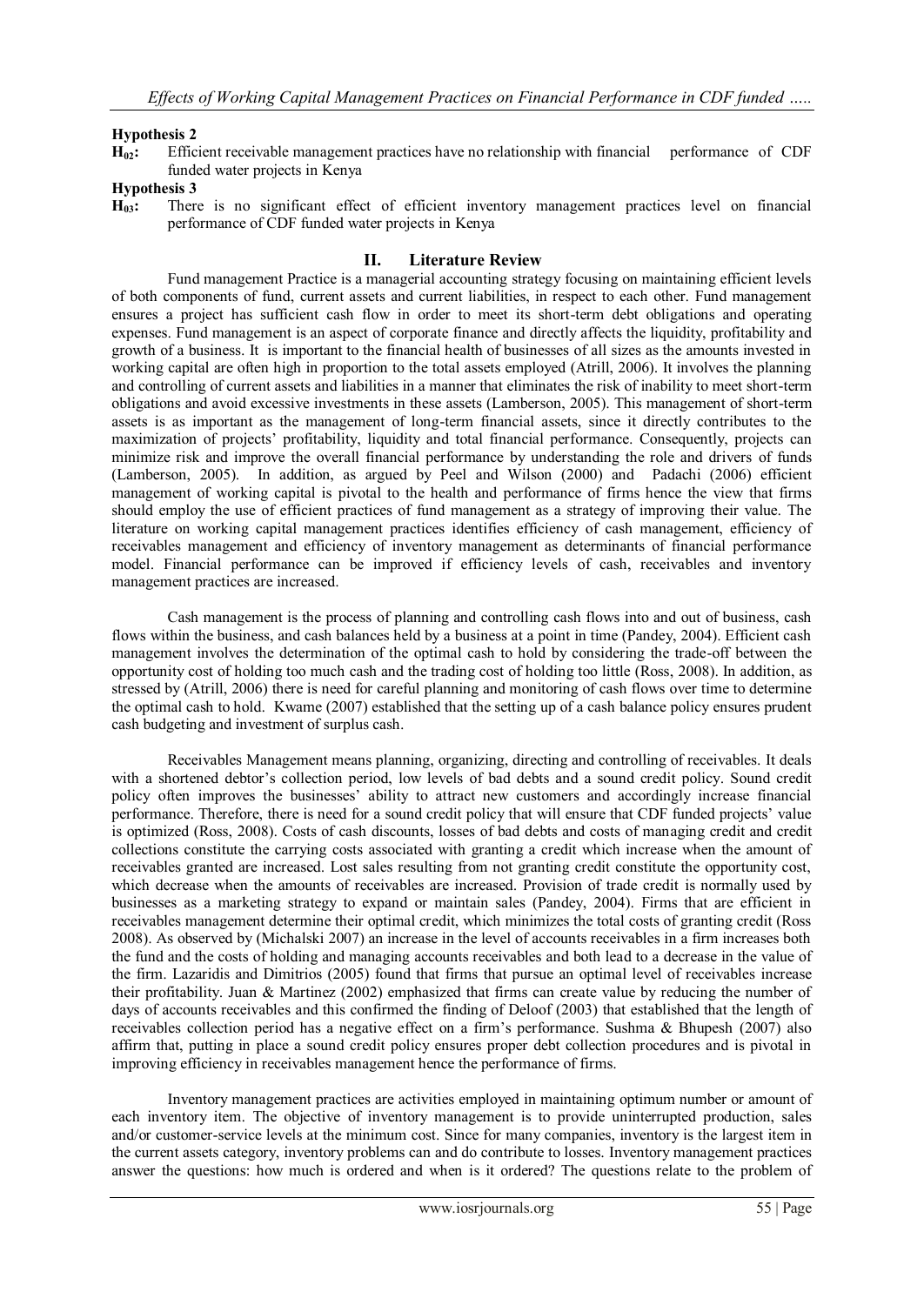**Hypothesis 2**

**$H_{02}$:** Efficient receivable management practices have no relationship with financial performance of CDF funded water projects in Kenya

**Hypothesis 3**

**$H_{03}$:** There is no significant effect of efficient inventory management practices level on financial performance of CDF funded water projects in Kenya

## II. Literature Review

Fund management Practice is a managerial accounting strategy focusing on maintaining efficient levels of both components of fund, current assets and current liabilities, in respect to each other. Fund management ensures a project has sufficient cash flow in order to meet its short-term debt obligations and operating expenses. Fund management is an aspect of corporate finance and directly affects the liquidity, profitability and growth of a business. It is important to the financial health of businesses of all sizes as the amounts invested in working capital are often high in proportion to the total assets employed (Atrill, 2006). It involves the planning and controlling of current assets and liabilities in a manner that eliminates the risk of inability to meet short-term obligations and avoid excessive investments in these assets (Lamberson, 2005). This management of short-term assets is as important as the management of long-term financial assets, since it directly contributes to the maximization of projects' profitability, liquidity and total financial performance. Consequently, projects can minimize risk and improve the overall financial performance by understanding the role and drivers of funds (Lamberson, 2005). In addition, as argued by Peel and Wilson (2000) and Padachi (2006) efficient management of working capital is pivotal to the health and performance of firms hence the view that firms should employ the use of efficient practices of fund management as a strategy of improving their value. The literature on working capital management practices identifies efficiency of cash management, efficiency of receivables management and efficiency of inventory management as determinants of financial performance model. Financial performance can be improved if efficiency levels of cash, receivables and inventory management practices are increased.

Cash management is the process of planning and controlling cash flows into and out of business, cash flows within the business, and cash balances held by a business at a point in time (Pandey, 2004). Efficient cash management involves the determination of the optimal cash to hold by considering the trade-off between the opportunity cost of holding too much cash and the trading cost of holding too little (Ross, 2008). In addition, as stressed by (Atrill, 2006) there is need for careful planning and monitoring of cash flows over time to determine the optimal cash to hold. Kwame (2007) established that the setting up of a cash balance policy ensures prudent cash budgeting and investment of surplus cash.

Receivables Management means planning, organizing, directing and controlling of receivables. It deals with a shortened debtor's collection period, low levels of bad debts and a sound credit policy. Sound credit policy often improves the businesses' ability to attract new customers and accordingly increase financial performance. Therefore, there is need for a sound credit policy that will ensure that CDF funded projects' value is optimized (Ross, 2008). Costs of cash discounts, losses of bad debts and costs of managing credit and credit collections constitute the carrying costs associated with granting a credit which increase when the amount of receivables granted are increased. Lost sales resulting from not granting credit constitute the opportunity cost, which decrease when the amounts of receivables are increased. Provision of trade credit is normally used by businesses as a marketing strategy to expand or maintain sales (Pandey, 2004). Firms that are efficient in receivables management determine their optimal credit, which minimizes the total costs of granting credit (Ross 2008). As observed by (Michalski 2007) an increase in the level of accounts receivables in a firm increases both the fund and the costs of holding and managing accounts receivables and both lead to a decrease in the value of the firm. Lazaridis and Dimitrios (2005) found that firms that pursue an optimal level of receivables increase their profitability. Juan & Martinez (2002) emphasized that firms can create value by reducing the number of days of accounts receivables and this confirmed the finding of Deloof (2003) that established that the length of receivables collection period has a negative effect on a firm's performance. Sushma & Bhupesh (2007) also affirm that, putting in place a sound credit policy ensures proper debt collection procedures and is pivotal in improving efficiency in receivables management hence the performance of firms.

Inventory management practices are activities employed in maintaining optimum number or amount of each inventory item. The objective of inventory management is to provide uninterrupted production, sales and/or customer-service levels at the minimum cost. Since for many companies, inventory is the largest item in the current assets category, inventory problems can and do contribute to losses. Inventory management practices answer the questions: how much is ordered and when is it ordered? The questions relate to the problem of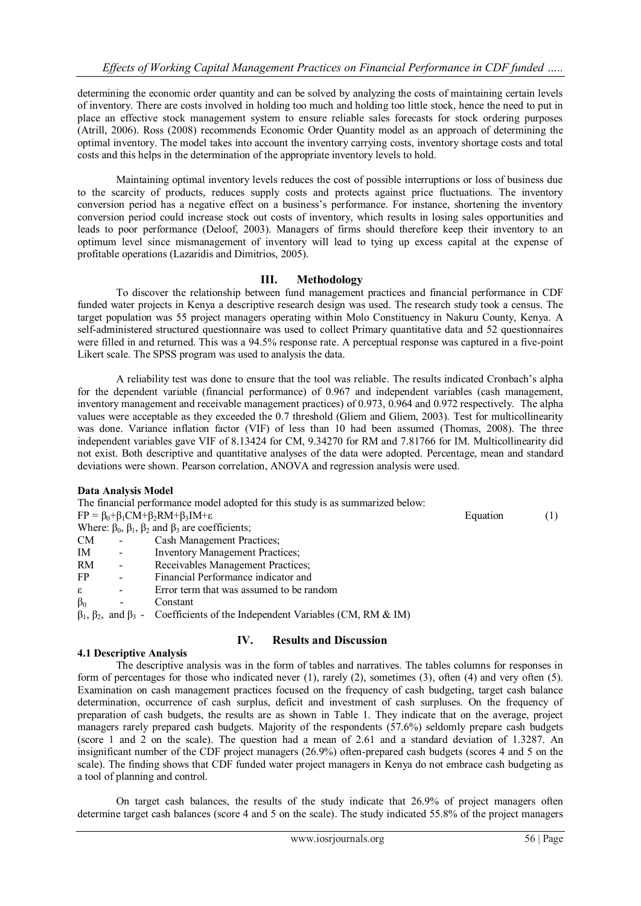determining the economic order quantity and can be solved by analyzing the costs of maintaining certain levels of inventory. There are costs involved in holding too much and holding too little stock, hence the need to put in place an effective stock management system to ensure reliable sales forecasts for stock ordering purposes (Atrill, 2006). Ross (2008) recommends Economic Order Quantity model as an approach of determining the optimal inventory. The model takes into account the inventory carrying costs, inventory shortage costs and total costs and this helps in the determination of the appropriate inventory levels to hold.

Maintaining optimal inventory levels reduces the cost of possible interruptions or loss of business due to the scarcity of products, reduces supply costs and protects against price fluctuations. The inventory conversion period has a negative effect on a business's performance. For instance, shortening the inventory conversion period could increase stock out costs of inventory, which results in losing sales opportunities and leads to poor performance (Deloof, 2003). Managers of firms should therefore keep their inventory to an optimum level since mismanagement of inventory will lead to tying up excess capital at the expense of profitable operations (Lazaridis and Dimitrios, 2005).

## III. Methodology

To discover the relationship between fund management practices and financial performance in CDF funded water projects in Kenya a descriptive research design was used. The research study took a census. The target population was 55 project managers operating within Molo Constituency in Nakuru County, Kenya. A self-administered structured questionnaire was used to collect Primary quantitative data and 52 questionnaires were filled in and returned. This was a 94.5% response rate. A perceptual response was captured in a five-point Likert scale. The SPSS program was used to analysis the data.

A reliability test was done to ensure that the tool was reliable. The results indicated Cronbach's alpha for the dependent variable (financial performance) of 0.967 and independent variables (cash management, inventory management and receivable management practices) of 0.973, 0.964 and 0.972 respectively. The alpha values were acceptable as they exceeded the 0.7 threshold (Gliem and Gliem, 2003). Test for multicollinearity was done. Variance inflation factor (VIF) of less than 10 had been assumed (Thomas, 2008). The three independent variables gave VIF of 8.13424 for CM, 9.34270 for RM and 7.81766 for IM. Multicollinearity did not exist. Both descriptive and quantitative analyses of the data were adopted. Percentage, mean and standard deviations were shown. Pearson correlation, ANOVA and regression analysis were used.

**Data Analysis Model**

The financial performance model adopted for this study is as summarized below:

$$FP = \beta_0+\beta_1 CM+\beta_2 RM+\beta_3 IM+\varepsilon \qquad \text{Equation (1)}$$

Where: $\beta_0$, $\beta_1$, $\beta_2$ and $\beta_3$ are coefficients;

- CM - Cash Management Practices;
- IM - Inventory Management Practices;
- RM - Receivables Management Practices;
- FP - Financial Performance indicator and
- $\varepsilon$ - Error term that was assumed to be random
- $\beta_0$ - Constant
- $\beta_1$, $\beta_2$, and $\beta_3$ - Coefficients of the Independent Variables (CM, RM & IM)

## IV. Results and Discussion

### 4.1 Descriptive Analysis

The descriptive analysis was in the form of tables and narratives. The tables columns for responses in form of percentages for those who indicated never (1), rarely (2), sometimes (3), often (4) and very often (5). Examination on cash management practices focused on the frequency of cash budgeting, target cash balance determination, occurrence of cash surplus, deficit and investment of cash surpluses. On the frequency of preparation of cash budgets, the results are as shown in Table 1. They indicate that on the average, project managers rarely prepared cash budgets. Majority of the respondents (57.6%) seldomly prepare cash budgets (score 1 and 2 on the scale). The question had a mean of 2.61 and a standard deviation of 1.3287. An insignificant number of the CDF project managers (26.9%) often-prepared cash budgets (scores 4 and 5 on the scale). The finding shows that CDF funded water project managers in Kenya do not embrace cash budgeting as a tool of planning and control.

On target cash balances, the results of the study indicate that 26.9% of project managers often determine target cash balances (score 4 and 5 on the scale). The study indicated 55.8% of the project managers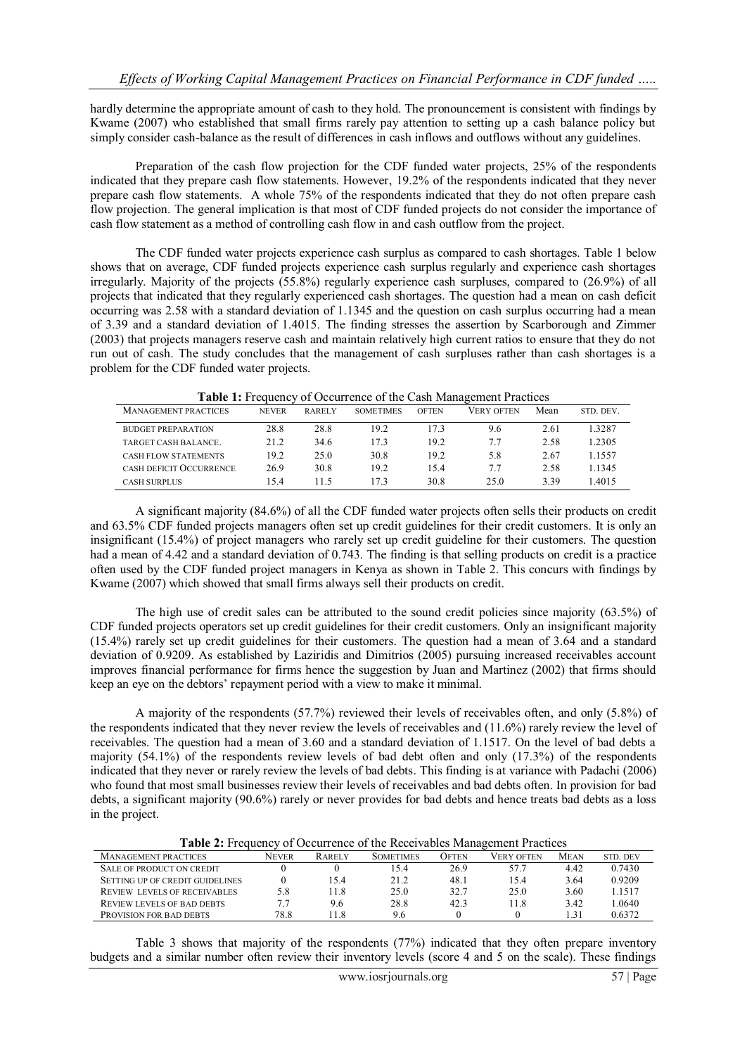hardly determine the appropriate amount of cash to they hold. The pronouncement is consistent with findings by Kwame (2007) who established that small firms rarely pay attention to setting up a cash balance policy but simply consider cash-balance as the result of differences in cash inflows and outflows without any guidelines.

Preparation of the cash flow projection for the CDF funded water projects, 25% of the respondents indicated that they prepare cash flow statements. However, 19.2% of the respondents indicated that they never prepare cash flow statements. A whole 75% of the respondents indicated that they do not often prepare cash flow projection. The general implication is that most of CDF funded projects do not consider the importance of cash flow statement as a method of controlling cash flow in and cash outflow from the project.

The CDF funded water projects experience cash surplus as compared to cash shortages. Table 1 below shows that on average, CDF funded projects experience cash surplus regularly and experience cash shortages irregularly. Majority of the projects (55.8%) regularly experience cash surpluses, compared to (26.9%) of all projects that indicated that they regularly experienced cash shortages. The question had a mean on cash deficit occurring was 2.58 with a standard deviation of 1.1345 and the question on cash surplus occurring had a mean of 3.39 and a standard deviation of 1.4015. The finding stresses the assertion by Scarborough and Zimmer (2003) that projects managers reserve cash and maintain relatively high current ratios to ensure that they do not run out of cash. The study concludes that the management of cash surpluses rather than cash shortages is a problem for the CDF funded water projects.

**Table 1:** Frequency of Occurrence of the Cash Management Practices

| MANAGEMENT PRACTICES | NEVER | RARELY | SOMETIMES | OFTEN | VERY OFTEN | Mean | STD. DEV. |
|---|---|---|---|---|---|---|---|
| BUDGET PREPARATION | 28.8 | 28.8 | 19.2 | 17.3 | 9.6 | 2.61 | 1.3287 |
| TARGET CASH BALANCE. | 21.2 | 34.6 | 17.3 | 19.2 | 7.7 | 2.58 | 1.2305 |
| CASH FLOW STATEMENTS | 19.2 | 25.0 | 30.8 | 19.2 | 5.8 | 2.67 | 1.1557 |
| CASH DEFICIT OCCURRENCE | 26.9 | 30.8 | 19.2 | 15.4 | 7.7 | 2.58 | 1.1345 |
| CASH SURPLUS | 15.4 | 11.5 | 17.3 | 30.8 | 25.0 | 3.39 | 1.4015 |

A significant majority (84.6%) of all the CDF funded water projects often sells their products on credit and 63.5% CDF funded projects managers often set up credit guidelines for their credit customers. It is only an insignificant (15.4%) of project managers who rarely set up credit guideline for their customers. The question had a mean of 4.42 and a standard deviation of 0.743. The finding is that selling products on credit is a practice often used by the CDF funded project managers in Kenya as shown in Table 2. This concurs with findings by Kwame (2007) which showed that small firms always sell their products on credit.

The high use of credit sales can be attributed to the sound credit policies since majority (63.5%) of CDF funded projects operators set up credit guidelines for their credit customers. Only an insignificant majority (15.4%) rarely set up credit guidelines for their customers. The question had a mean of 3.64 and a standard deviation of 0.9209. As established by Laziridis and Dimitrios (2005) pursuing increased receivables account improves financial performance for firms hence the suggestion by Juan and Martinez (2002) that firms should keep an eye on the debtors' repayment period with a view to make it minimal.

A majority of the respondents (57.7%) reviewed their levels of receivables often, and only (5.8%) of the respondents indicated that they never review the levels of receivables and (11.6%) rarely review the level of receivables. The question had a mean of 3.60 and a standard deviation of 1.1517. On the level of bad debts a majority (54.1%) of the respondents review levels of bad debt often and only (17.3%) of the respondents indicated that they never or rarely review the levels of bad debts. This finding is at variance with Padachi (2006) who found that most small businesses review their levels of receivables and bad debts often. In provision for bad debts, a significant majority (90.6%) rarely or never provides for bad debts and hence treats bad debts as a loss in the project.

**Table 2:** Frequency of Occurrence of the Receivables Management Practices

| MANAGEMENT PRACTICES | NEVER | RARELY | SOMETIMES | OFTEN | VERY OFTEN | MEAN | STD. DEV |
|---|---|---|---|---|---|---|---|
| SALE OF PRODUCT ON CREDIT | 0 | 0 | 15.4 | 26.9 | 57.7 | 4.42 | 0.7430 |
| SETTING UP OF CREDIT GUIDELINES | 0 | 15.4 | 21.2 | 48.1 | 15.4 | 3.64 | 0.9209 |
| REVIEW LEVELS OF RECEIVABLES | 5.8 | 11.8 | 25.0 | 32.7 | 25.0 | 3.60 | 1.1517 |
| REVIEW LEVELS OF BAD DEBTS | 7.7 | 9.6 | 28.8 | 42.3 | 11.8 | 3.42 | 1.0640 |
| PROVISION FOR BAD DEBTS | 78.8 | 11.8 | 9.6 | 0 | 0 | 1.31 | 0.6372 |

Table 3 shows that majority of the respondents (77%) indicated that they often prepare inventory budgets and a similar number often review their inventory levels (score 4 and 5 on the scale). These findings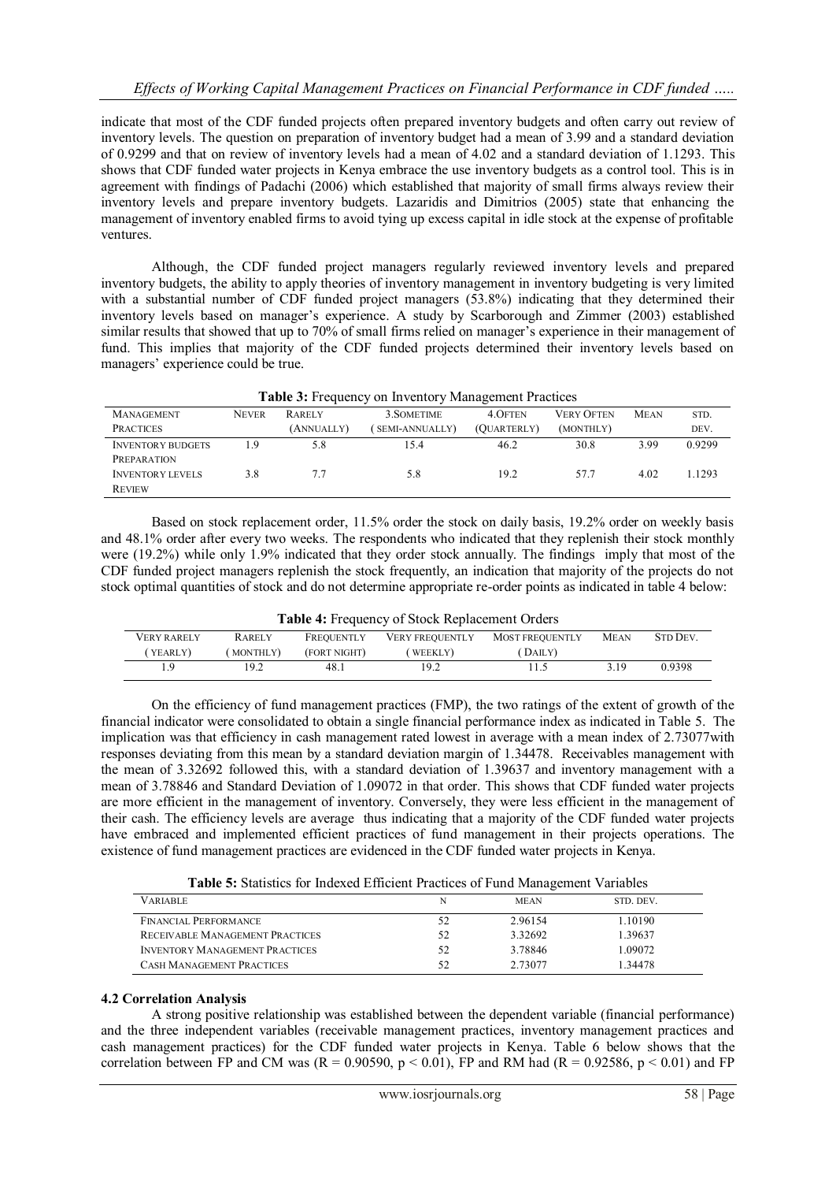indicate that most of the CDF funded projects often prepared inventory budgets and often carry out review of inventory levels. The question on preparation of inventory budget had a mean of 3.99 and a standard deviation of 0.9299 and that on review of inventory levels had a mean of 4.02 and a standard deviation of 1.1293. This shows that CDF funded water projects in Kenya embrace the use inventory budgets as a control tool. This is in agreement with findings of Padachi (2006) which established that majority of small firms always review their inventory levels and prepare inventory budgets. Lazaridis and Dimitrios (2005) state that enhancing the management of inventory enabled firms to avoid tying up excess capital in idle stock at the expense of profitable ventures.

Although, the CDF funded project managers regularly reviewed inventory levels and prepared inventory budgets, the ability to apply theories of inventory management in inventory budgeting is very limited with a substantial number of CDF funded project managers (53.8%) indicating that they determined their inventory levels based on manager's experience. A study by Scarborough and Zimmer (2003) established similar results that showed that up to 70% of small firms relied on manager's experience in their management of fund. This implies that majority of the CDF funded projects determined their inventory levels based on managers' experience could be true.

**Table 3:** Frequency on Inventory Management Practices

| Management Practices | Never | Rarely (Annually) | 3.Sometime (Semi-Annually) | 4.Often (Quarterly) | Very Often (Monthly) | Mean | Std. Dev. |
|---|---|---|---|---|---|---|---|
| Inventory Budgets Preparation | 1.9 | 5.8 | 15.4 | 46.2 | 30.8 | 3.99 | 0.9299 |
| Inventory Levels Review | 3.8 | 7.7 | 5.8 | 19.2 | 57.7 | 4.02 | 1.1293 |

Based on stock replacement order, 11.5% order the stock on daily basis, 19.2% order on weekly basis and 48.1% order after every two weeks. The respondents who indicated that they replenish their stock monthly were (19.2%) while only 1.9% indicated that they order stock annually. The findings imply that most of the CDF funded project managers replenish the stock frequently, an indication that majority of the projects do not stock optimal quantities of stock and do not determine appropriate re-order points as indicated in table 4 below:

**Table 4:** Frequency of Stock Replacement Orders

| Very Rarely (Yearly) | Rarely (Monthly) | Frequently (Fort Night) | Very Frequently (Weekly) | Most Frequently (Daily) | Mean | Std Dev. |
|---|---|---|---|---|---|---|
| 1.9 | 19.2 | 48.1 | 19.2 | 11.5 | 3.19 | 0.9398 |

On the efficiency of fund management practices (FMP), the two ratings of the extent of growth of the financial indicator were consolidated to obtain a single financial performance index as indicated in Table 5. The implication was that efficiency in cash management rated lowest in average with a mean index of 2.73077with responses deviating from this mean by a standard deviation margin of 1.34478. Receivables management with the mean of 3.32692 followed this, with a standard deviation of 1.39637 and inventory management with a mean of 3.78846 and Standard Deviation of 1.09072 in that order. This shows that CDF funded water projects are more efficient in the management of inventory. Conversely, they were less efficient in the management of their cash. The efficiency levels are average thus indicating that a majority of the CDF funded water projects have embraced and implemented efficient practices of fund management in their projects operations. The existence of fund management practices are evidenced in the CDF funded water projects in Kenya.

**Table 5:** Statistics for Indexed Efficient Practices of Fund Management Variables

| Variable | N | Mean | Std. Dev. |
|---|---|---|---|
| Financial Performance | 52 | 2.96154 | 1.10190 |
| Receivable Management Practices | 52 | 3.32692 | 1.39637 |
| Inventory Management Practices | 52 | 3.78846 | 1.09072 |
| Cash Management Practices | 52 | 2.73077 | 1.34478 |

### 4.2 Correlation Analysis

A strong positive relationship was established between the dependent variable (financial performance) and the three independent variables (receivable management practices, inventory management practices and cash management practices) for the CDF funded water projects in Kenya. Table 6 below shows that the correlation between FP and CM was ($R = 0.90590$, $p < 0.01$), FP and RM had ($R = 0.92586$, $p < 0.01$) and FP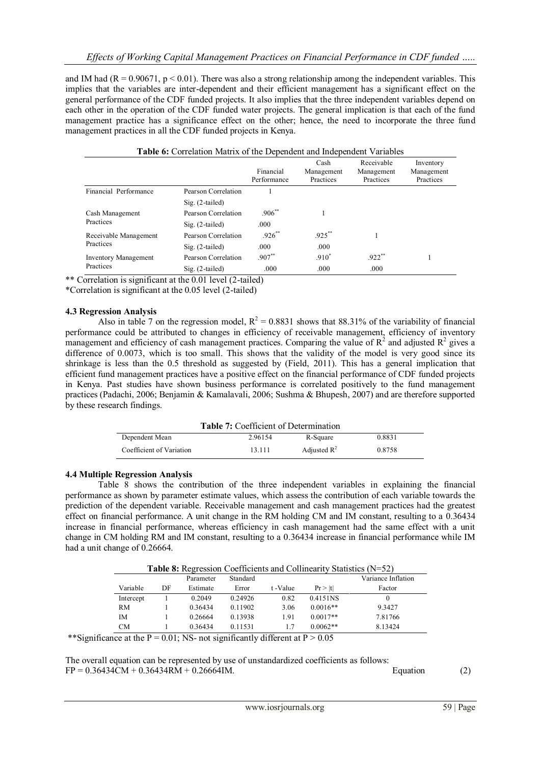and IM had ($R = 0.90671$, $p < 0.01$). There was also a strong relationship among the independent variables. This implies that the variables are inter-dependent and their efficient management has a significant effect on the general performance of the CDF funded projects. It also implies that the three independent variables depend on each other in the operation of the CDF funded water projects. The general implication is that each of the fund management practice has a significance effect on the other; hence, the need to incorporate the three fund management practices in all the CDF funded projects in Kenya.

**Table 6:** Correlation Matrix of the Dependent and Independent Variables

| | | Financial Performance | Cash Management Practices | Receivable Management Practices | Inventory Management Practices |
|---|---|---|---|---|---|
| Financial Performance | Pearson Correlation | 1 | | | |
| | Sig. (2-tailed) | | | | |
| Cash Management Practices | Pearson Correlation | .906** | 1 | | |
| | Sig. (2-tailed) | .000 | | | |
| Receivable Management Practices | Pearson Correlation | .926** | .925** | 1 | |
| | Sig. (2-tailed) | .000 | .000 | | |
| Inventory Management Practices | Pearson Correlation | .907** | .910* | .922** | 1 |
| | Sig. (2-tailed) | .000 | .000 | .000 | |

** Correlation is significant at the 0.01 level (2-tailed)
*Correlation is significant at the 0.05 level (2-tailed)

### 4.3 Regression Analysis

Also in table 7 on the regression model, $R^2 = 0.8831$ shows that 88.31% of the variability of financial performance could be attributed to changes in efficiency of receivable management, efficiency of inventory management and efficiency of cash management practices. Comparing the value of $R^2$ and adjusted $R^2$ gives a difference of 0.0073, which is too small. This shows that the validity of the model is very good since its shrinkage is less than the 0.5 threshold as suggested by (Field, 2011). This has a general implication that efficient fund management practices have a positive effect on the financial performance of CDF funded projects in Kenya. Past studies have shown business performance is correlated positively to the fund management practices (Padachi, 2006; Benjamin & Kamalavali, 2006; Sushma & Bhupesh, 2007) and are therefore supported by these research findings.

**Table 7:** Coefficient of Determination

| Dependent Mean | 2.96154 | R-Square | 0.8831 |
|---|---|---|---|
| Coefficient of Variation | 13.111 | Adjusted $R^2$ | 0.8758 |

### 4.4 Multiple Regression Analysis

Table 8 shows the contribution of the three independent variables in explaining the financial performance as shown by parameter estimate values, which assess the contribution of each variable towards the prediction of the dependent variable. Receivable management and cash management practices had the greatest effect on financial performance. A unit change in the RM holding CM and IM constant, resulting to a 0.36434 increase in financial performance, whereas efficiency in cash management had the same effect with a unit change in CM holding RM and IM constant, resulting to a 0.36434 increase in financial performance while IM had a unit change of 0.26664.

**Table 8:** Regression Coefficients and Collinearity Statistics (N=52)

| Variable | DF | Parameter Estimate | Standard Error | t -Value | Pr > \|t\| | Variance Inflation Factor |
|---|---|---|---|---|---|---|
| Intercept | 1 | 0.2049 | 0.24926 | 0.82 | 0.4151NS | 0 |
| RM | 1 | 0.36434 | 0.11902 | 3.06 | 0.0016** | 9.3427 |
| IM | 1 | 0.26664 | 0.13938 | 1.91 | 0.0017** | 7.81766 |
| CM | 1 | 0.36434 | 0.11531 | 1.7 | 0.0062** | 8.13424 |

**Significance at the $P = 0.01$; NS- not significantly different at $P > 0.05$

The overall equation can be represented by use of unstandardized coefficients as follows:

$$FP = 0.36434CM + 0.36434RM + 0.26664IM. \quad \text{Equation} \quad (2)$$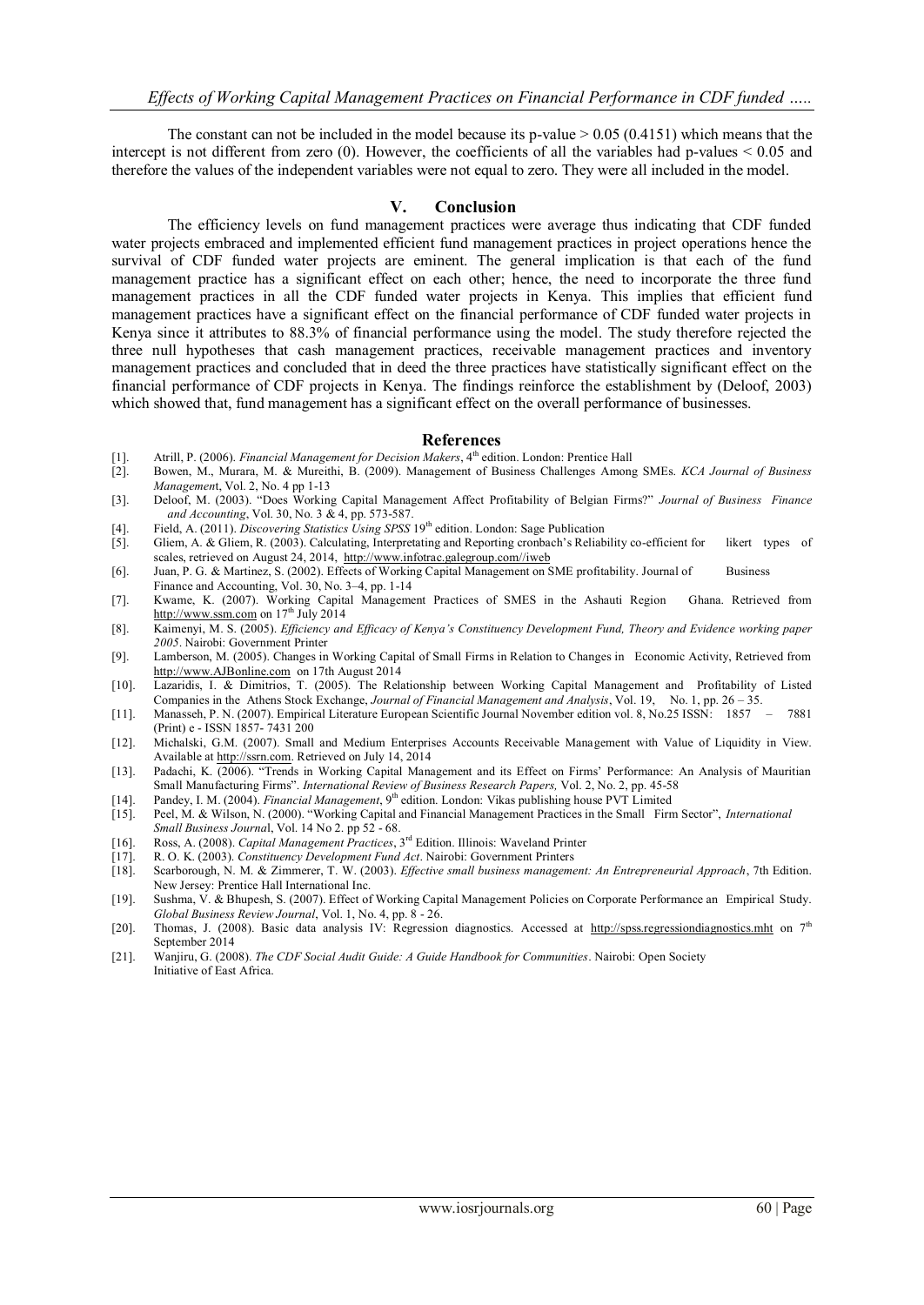The constant can not be included in the model because its p-value > 0.05 (0.4151) which means that the intercept is not different from zero (0). However, the coefficients of all the variables had p-values < 0.05 and therefore the values of the independent variables were not equal to zero. They were all included in the model.

## V. Conclusion

The efficiency levels on fund management practices were average thus indicating that CDF funded water projects embraced and implemented efficient fund management practices in project operations hence the survival of CDF funded water projects are eminent. The general implication is that each of the fund management practice has a significant effect on each other; hence, the need to incorporate the three fund management practices in all the CDF funded water projects in Kenya. This implies that efficient fund management practices have a significant effect on the financial performance of CDF funded water projects in Kenya since it attributes to 88.3% of financial performance using the model. The study therefore rejected the three null hypotheses that cash management practices, receivable management practices and inventory management practices and concluded that in deed the three practices have statistically significant effect on the financial performance of CDF projects in Kenya. The findings reinforce the establishment by (Deloof, 2003) which showed that, fund management has a significant effect on the overall performance of businesses.

## References

[1]. Atrill, P. (2006). *Financial Management for Decision Makers*, 4th edition. London: Prentice Hall

[2]. Bowen, M., Murara, M. & Mureithi, B. (2009). Management of Business Challenges Among SMEs. *KCA Journal of Business Managemen*t, Vol. 2, No. 4 pp 1-13

[3]. Deloof, M. (2003). "Does Working Capital Management Affect Profitability of Belgian Firms?" *Journal of Business Finance and Accounting*, Vol. 30, No. 3 & 4, pp. 573-587.

[4]. Field, A. (2011). *Discovering Statistics Using SPSS* 19th edition. London: Sage Publication

[5]. Gliem, A. & Gliem, R. (2003). Calculating, Interpretating and Reporting cronbach's Reliability co-efficient for likert types of scales, retrieved on August 24, 2014, http://www.infotrac.galegroup.com//iweb

[6]. Juan, P. G. & Martinez, S. (2002). Effects of Working Capital Management on SME profitability. Journal of Business Finance and Accounting, Vol. 30, No. 3–4, pp. 1-14

[7]. Kwame, K. (2007). Working Capital Management Practices of SMES in the Ashauti Region Ghana. Retrieved from http://www.ssm.com on 17th July 2014

[8]. Kaimenyi, M. S. (2005). *Efficiency and Efficacy of Kenya's Constituency Development Fund, Theory and Evidence working paper 2005*. Nairobi: Government Printer

[9]. Lamberson, M. (2005). Changes in Working Capital of Small Firms in Relation to Changes in Economic Activity, Retrieved from http://www.AJBonline.com on 17th August 2014

[10]. Lazaridis, I. & Dimitrios, T. (2005). The Relationship between Working Capital Management and Profitability of Listed Companies in the Athens Stock Exchange, *Journal of Financial Management and Analysis*, Vol. 19, No. 1, pp. 26 – 35.

[11]. Manasseh, P. N. (2007). Empirical Literature European Scientific Journal November edition vol. 8, No.25 ISSN: 1857 – 7881 (Print) e - ISSN 1857- 7431 200

[12]. Michalski, G.M. (2007). Small and Medium Enterprises Accounts Receivable Management with Value of Liquidity in View. Available at http://ssrn.com. Retrieved on July 14, 2014

[13]. Padachi, K. (2006). "Trends in Working Capital Management and its Effect on Firms' Performance: An Analysis of Mauritian Small Manufacturing Firms". *International Review of Business Research Papers,* Vol. 2, No. 2, pp. 45-58

[14]. Pandey, I. M. (2004). *Financial Management*, 9th edition. London: Vikas publishing house PVT Limited

[15]. Peel, M. & Wilson, N. (2000). "Working Capital and Financial Management Practices in the Small Firm Sector", *International Small Business Journa*l, Vol. 14 No 2. pp 52 - 68.

[16]. Ross, A. (2008). *Capital Management Practices*, 3rd Edition. Illinois: Waveland Printer

[17]. R. O. K. (2003). *Constituency Development Fund Act*. Nairobi: Government Printers

[18]. Scarborough, N. M. & Zimmerer, T. W. (2003). *Effective small business management: An Entrepreneurial Approach*, 7th Edition. New Jersey: Prentice Hall International Inc.

[19]. Sushma, V. & Bhupesh, S. (2007). Effect of Working Capital Management Policies on Corporate Performance an Empirical Study. *Global Business Review Journal*, Vol. 1, No. 4, pp. 8 - 26.

[20]. Thomas, J. (2008). Basic data analysis IV: Regression diagnostics. Accessed at http://spss.regressiondiagnostics.mht on 7th September 2014

[21]. Wanjiru, G. (2008). *The CDF Social Audit Guide: A Guide Handbook for Communities*. Nairobi: Open Society Initiative of East Africa.